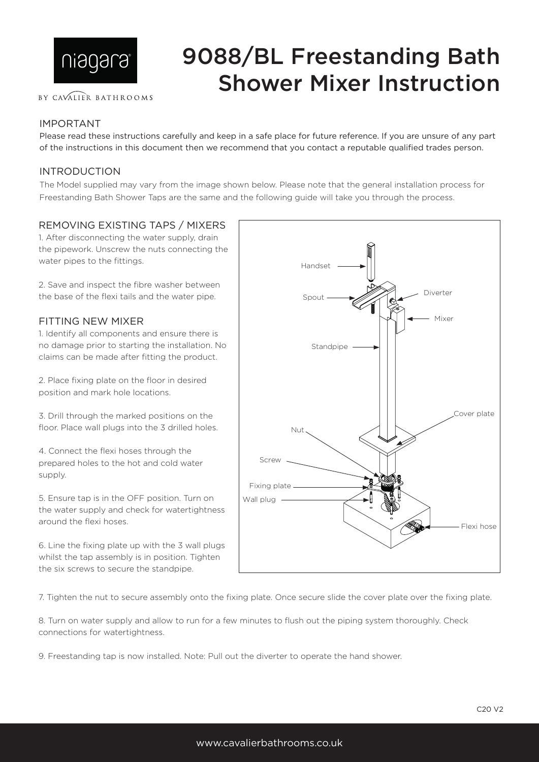niagara

BY CAVALIER BATHROOMS

# 9088/BL Freestanding Bath Shower Mixer Instruction

## IMPORTANT

Please read these instructions carefully and keep in a safe place for future reference. If you are unsure of any part of the instructions in this document then we recommend that you contact a reputable qualified trades person.

## INTRODUCTION

The Model supplied may vary from the image shown below. Please note that the general installation process for Freestanding Bath Shower Taps are the same and the following guide will take you through the process.

## REMOVING EXISTING TAPS / MIXERS

1. After disconnecting the water supply, drain the pipework. Unscrew the nuts connecting the water pipes to the fittings.

2. Save and inspect the fibre washer between the base of the flexi tails and the water pipe.

## FITTING NEW MIXER

1. Identify all components and ensure there is no damage prior to starting the installation. No claims can be made after fitting the product.

2. Place fixing plate on the floor in desired position and mark hole locations.

3. Drill through the marked positions on the floor. Place wall plugs into the 3 drilled holes.

4. Connect the flexi hoses through the prepared holes to the hot and cold water supply.

5. Ensure tap is in the OFF position. Turn on the water supply and check for watertightness around the flexi hoses.

6. Line the fixing plate up with the 3 wall plugs whilst the tap assembly is in position. Tighten the six screws to secure the standpipe.

Handset, Spout, Diverter, Mixer, Standpipe, Cover plate, Nut, Screw, Fixing plate, Wall plug, Flexi hose

7. Tighten the nut to secure assembly onto the fixing plate. Once secure slide the cover plate over the fixing plate.

8. Turn on water supply and allow to run for a few minutes to flush out the piping system thoroughly. Check connections for watertightness.

9. Freestanding tap is now installed. Note: Pull out the diverter to operate the hand shower.

C20 V2

www.cavalierbathrooms.co.uk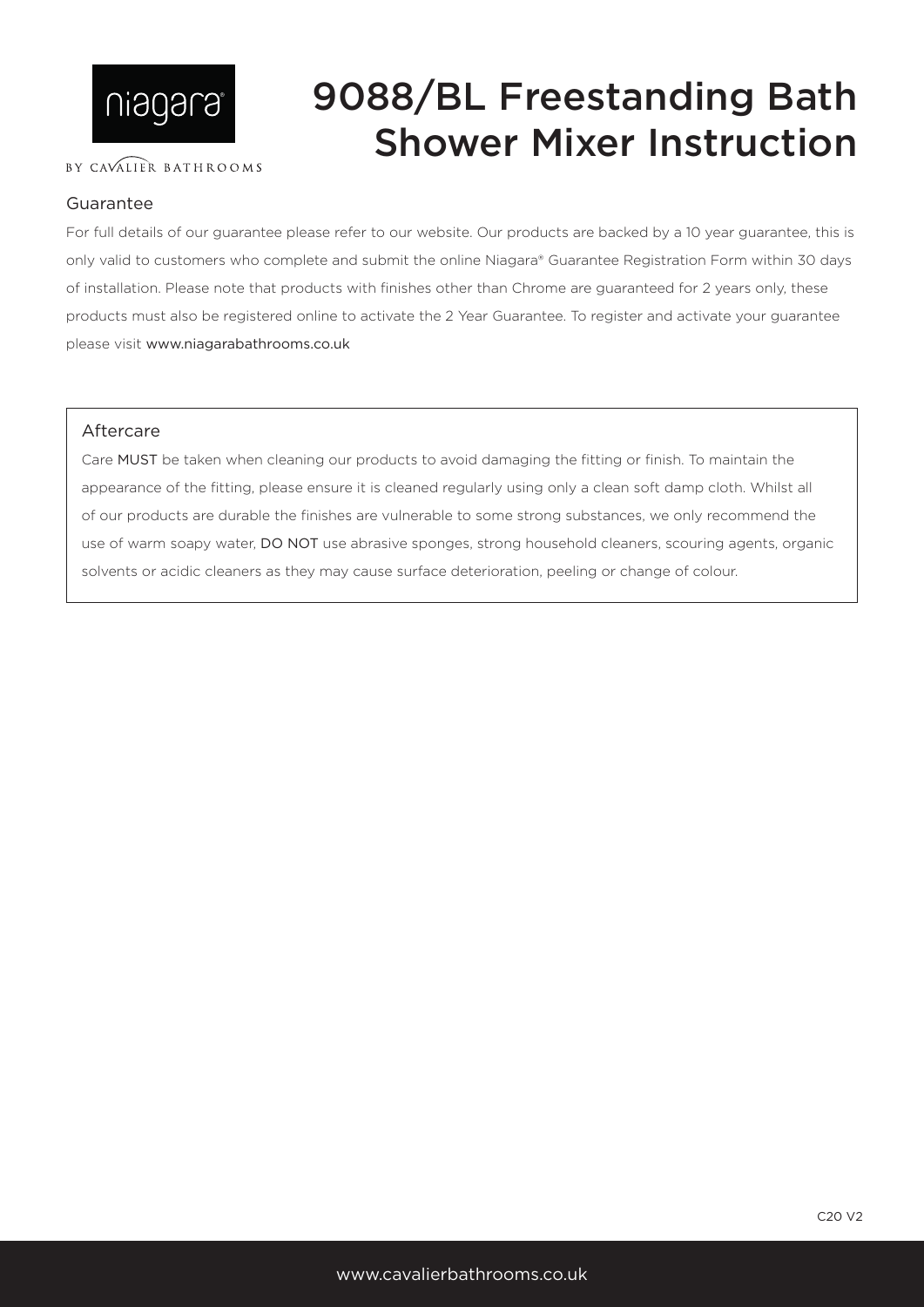# 9088/BL Freestanding Bath Shower Mixer Instruction

## Guarantee

For full details of our guarantee please refer to our website. Our products are backed by a 10 year guarantee, this is only valid to customers who complete and submit the online Niagara® Guarantee Registration Form within 30 days of installation. Please note that products with finishes other than Chrome are guaranteed for 2 years only, these products must also be registered online to activate the 2 Year Guarantee. To register and activate your guarantee please visit www.niagarabathrooms.co.uk

## Aftercare

Care MUST be taken when cleaning our products to avoid damaging the fitting or finish. To maintain the appearance of the fitting, please ensure it is cleaned regularly using only a clean soft damp cloth. Whilst all of our products are durable the finishes are vulnerable to some strong substances, we only recommend the use of warm soapy water, DO NOT use abrasive sponges, strong household cleaners, scouring agents, organic solvents or acidic cleaners as they may cause surface deterioration, peeling or change of colour.

C20 V2